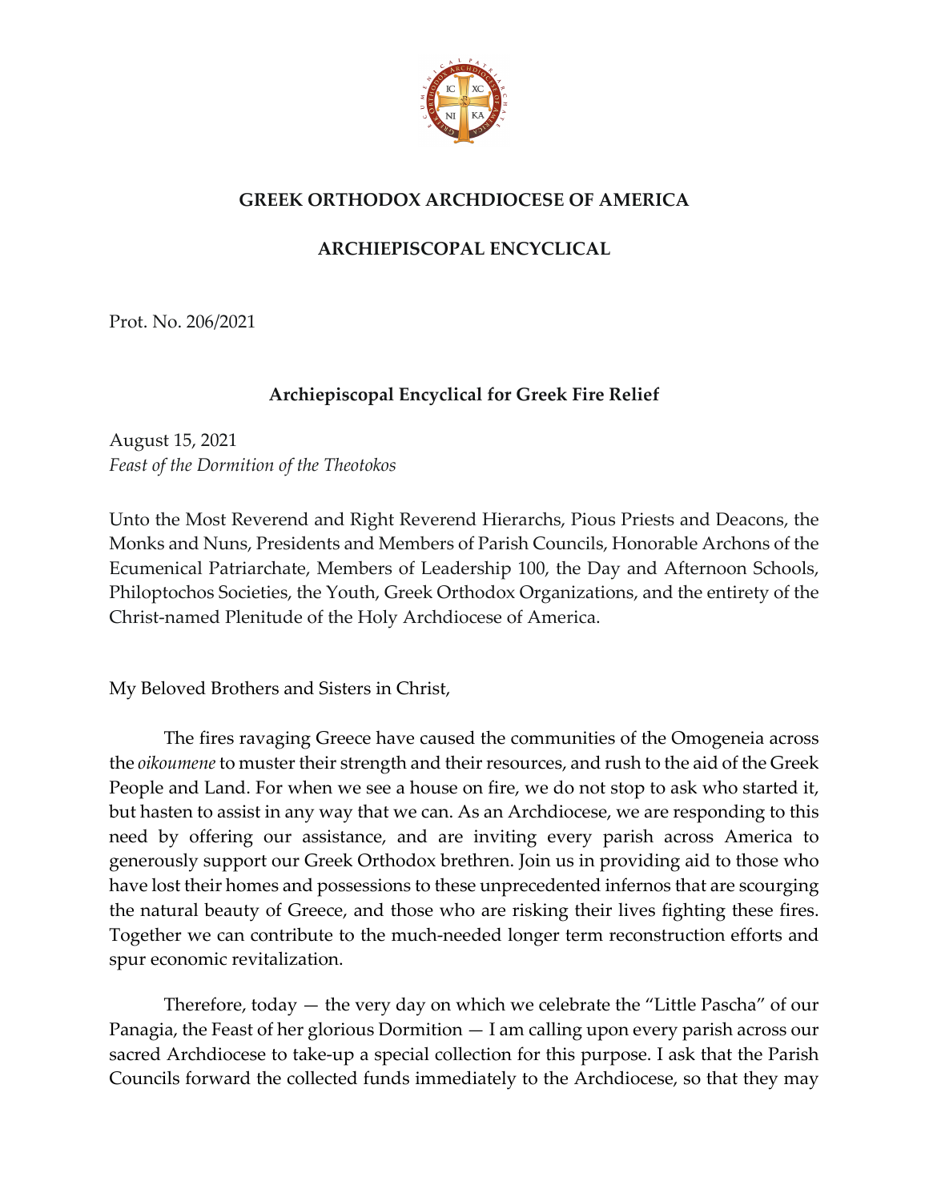# GREEK ORTHODOX ARCHDIOCESE OF AMERICA

## ARCHIEPISCOPAL ENCYCLICAL

Prot. No. 206/2021

### Archiepiscopal Encyclical for Greek Fire Relief

August 15, 2021
*Feast of the Dormition of the Theotokos*

Unto the Most Reverend and Right Reverend Hierarchs, Pious Priests and Deacons, the Monks and Nuns, Presidents and Members of Parish Councils, Honorable Archons of the Ecumenical Patriarchate, Members of Leadership 100, the Day and Afternoon Schools, Philoptochos Societies, the Youth, Greek Orthodox Organizations, and the entirety of the Christ-named Plenitude of the Holy Archdiocese of America.

My Beloved Brothers and Sisters in Christ,

The fires ravaging Greece have caused the communities of the Omogeneia across the *oikoumene* to muster their strength and their resources, and rush to the aid of the Greek People and Land. For when we see a house on fire, we do not stop to ask who started it, but hasten to assist in any way that we can. As an Archdiocese, we are responding to this need by offering our assistance, and are inviting every parish across America to generously support our Greek Orthodox brethren. Join us in providing aid to those who have lost their homes and possessions to these unprecedented infernos that are scourging the natural beauty of Greece, and those who are risking their lives fighting these fires. Together we can contribute to the much-needed longer term reconstruction efforts and spur economic revitalization.

Therefore, today — the very day on which we celebrate the "Little Pascha" of our Panagia, the Feast of her glorious Dormition — I am calling upon every parish across our sacred Archdiocese to take-up a special collection for this purpose. I ask that the Parish Councils forward the collected funds immediately to the Archdiocese, so that they may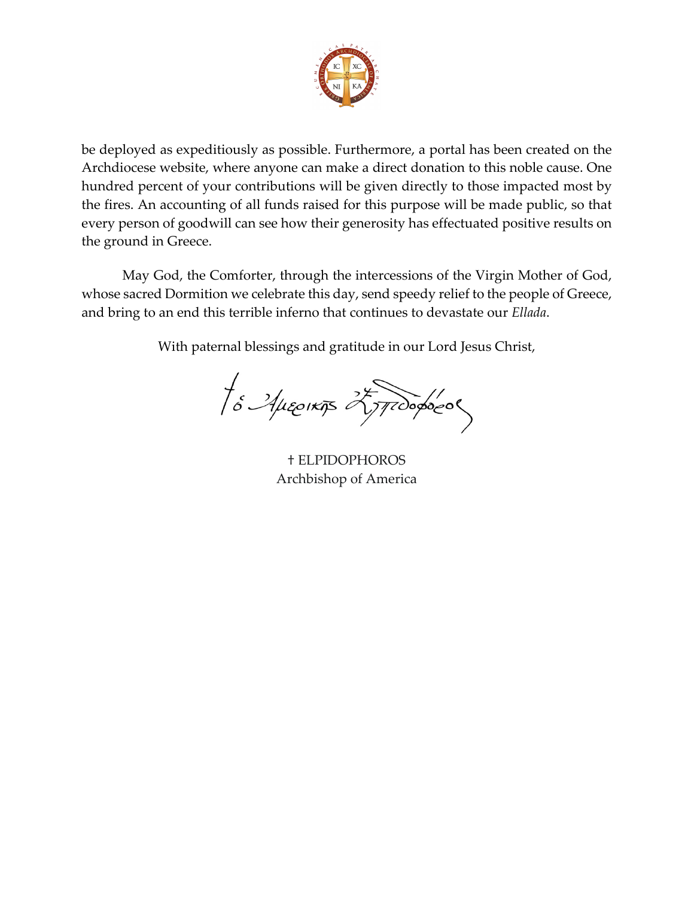be deployed as expeditiously as possible. Furthermore, a portal has been created on the Archdiocese website, where anyone can make a direct donation to this noble cause. One hundred percent of your contributions will be given directly to those impacted most by the fires. An accounting of all funds raised for this purpose will be made public, so that every person of goodwill can see how their generosity has effectuated positive results on the ground in Greece.

May God, the Comforter, through the intercessions of the Virgin Mother of God, whose sacred Dormition we celebrate this day, send speedy relief to the people of Greece, and bring to an end this terrible inferno that continues to devastate our *Ellada*.

With paternal blessings and gratitude in our Lord Jesus Christ,

† ὁ Ἀμερικῆς Ἐλπιδοφόρος

† ELPIDOPHOROS
Archbishop of America